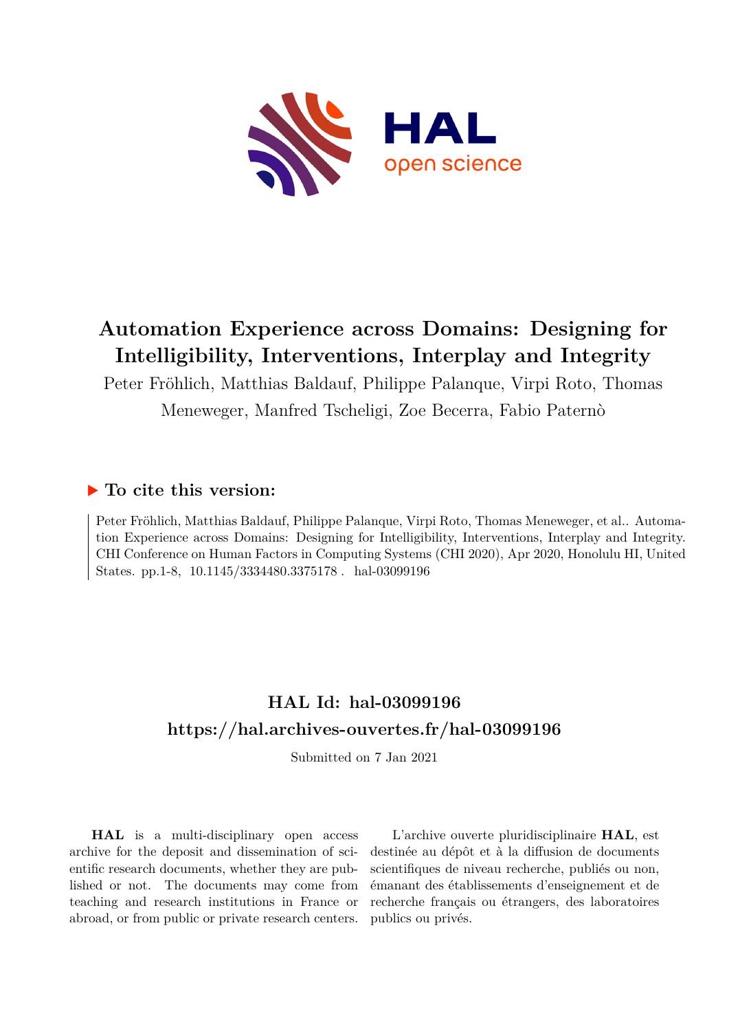# Automation Experience across Domains: Designing for Intelligibility, Interventions, Interplay and Integrity

Peter Fröhlich, Matthias Baldauf, Philippe Palanque, Virpi Roto, Thomas Meneweger, Manfred Tscheligi, Zoe Becerra, Fabio Paternò

## ▶ To cite this version:

Peter Fröhlich, Matthias Baldauf, Philippe Palanque, Virpi Roto, Thomas Meneweger, et al.. Automation Experience across Domains: Designing for Intelligibility, Interventions, Interplay and Integrity. CHI Conference on Human Factors in Computing Systems (CHI 2020), Apr 2020, Honolulu HI, United States. pp.1-8, 10.1145/3334480.3375178. hal-03099196

## HAL Id: hal-03099196

## https://hal.archives-ouvertes.fr/hal-03099196

Submitted on 7 Jan 2021

**HAL** is a multi-disciplinary open access archive for the deposit and dissemination of scientific research documents, whether they are published or not. The documents may come from teaching and research institutions in France or abroad, or from public or private research centers.

L'archive ouverte pluridisciplinaire **HAL**, est destinée au dépôt et à la diffusion de documents scientifiques de niveau recherche, publiés ou non, émanant des établissements d'enseignement et de recherche français ou étrangers, des laboratoires publics ou privés.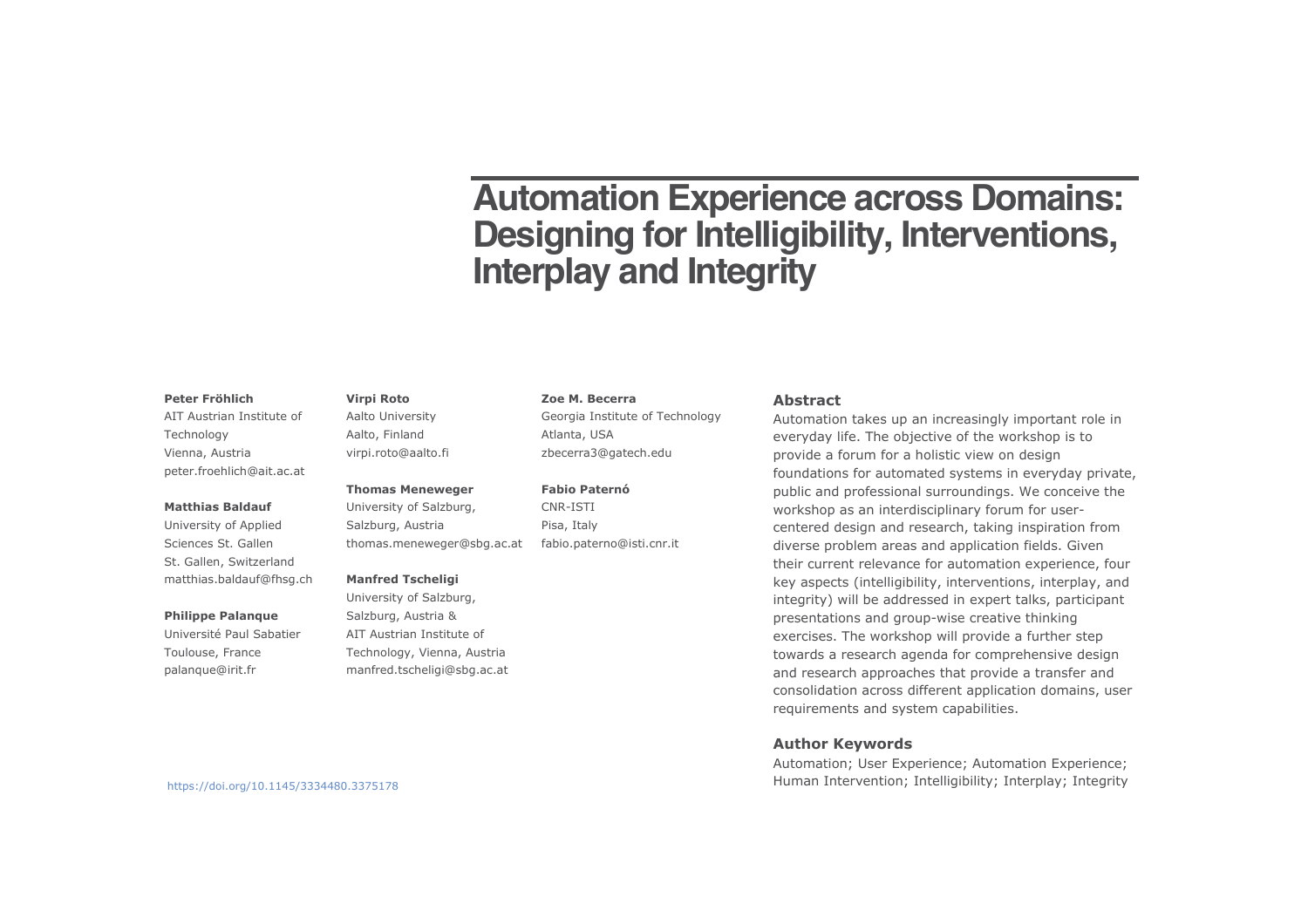# Automation Experience across Domains: Designing for Intelligibility, Interventions, Interplay and Integrity

**Peter Fröhlich**
AIT Austrian Institute of Technology
Vienna, Austria
peter.froehlich@ait.ac.at

**Matthias Baldauf**
University of Applied Sciences St. Gallen
St. Gallen, Switzerland
matthias.baldauf@fhsg.ch

**Philippe Palanque**
Université Paul Sabatier
Toulouse, France
palanque@irit.fr

**Virpi Roto**
Aalto University
Aalto, Finland
virpi.roto@aalto.fi

**Thomas Meneweger**
University of Salzburg,
Salzburg, Austria
thomas.meneweger@sbg.ac.at

**Manfred Tscheligi**
University of Salzburg,
Salzburg, Austria &
AIT Austrian Institute of Technology, Vienna, Austria
manfred.tscheligi@sbg.ac.at

**Zoe M. Becerra**
Georgia Institute of Technology
Atlanta, USA
zbecerra3@gatech.edu

**Fabio釣Paternó**
CNR-ISTI
Pisa, Italy
fabio.paterno@isti.cnr.it

https://doi.org/10.1145/3334480.3375178

## Abstract

Automation takes up an increasingly important role in everyday life. The objective of the workshop is to provide a forum for a holistic view on design foundations for automated systems in everyday private, public and professional surroundings. We conceive the workshop as an interdisciplinary forum for user-centered design and research, taking inspiration from diverse problem areas and application fields. Given their current relevance for automation experience, four key aspects (intelligibility, interventions, interplay, and integrity) will be addressed in expert talks, participant presentations and group-wise creative thinking exercises. The workshop will provide a further step towards a research agenda for comprehensive design and research approaches that provide a transfer and consolidation across different application domains, user requirements and system capabilities.

## Author Keywords

Automation; User Experience; Automation Experience; Human Intervention; Intelligibility; Interplay; Integrity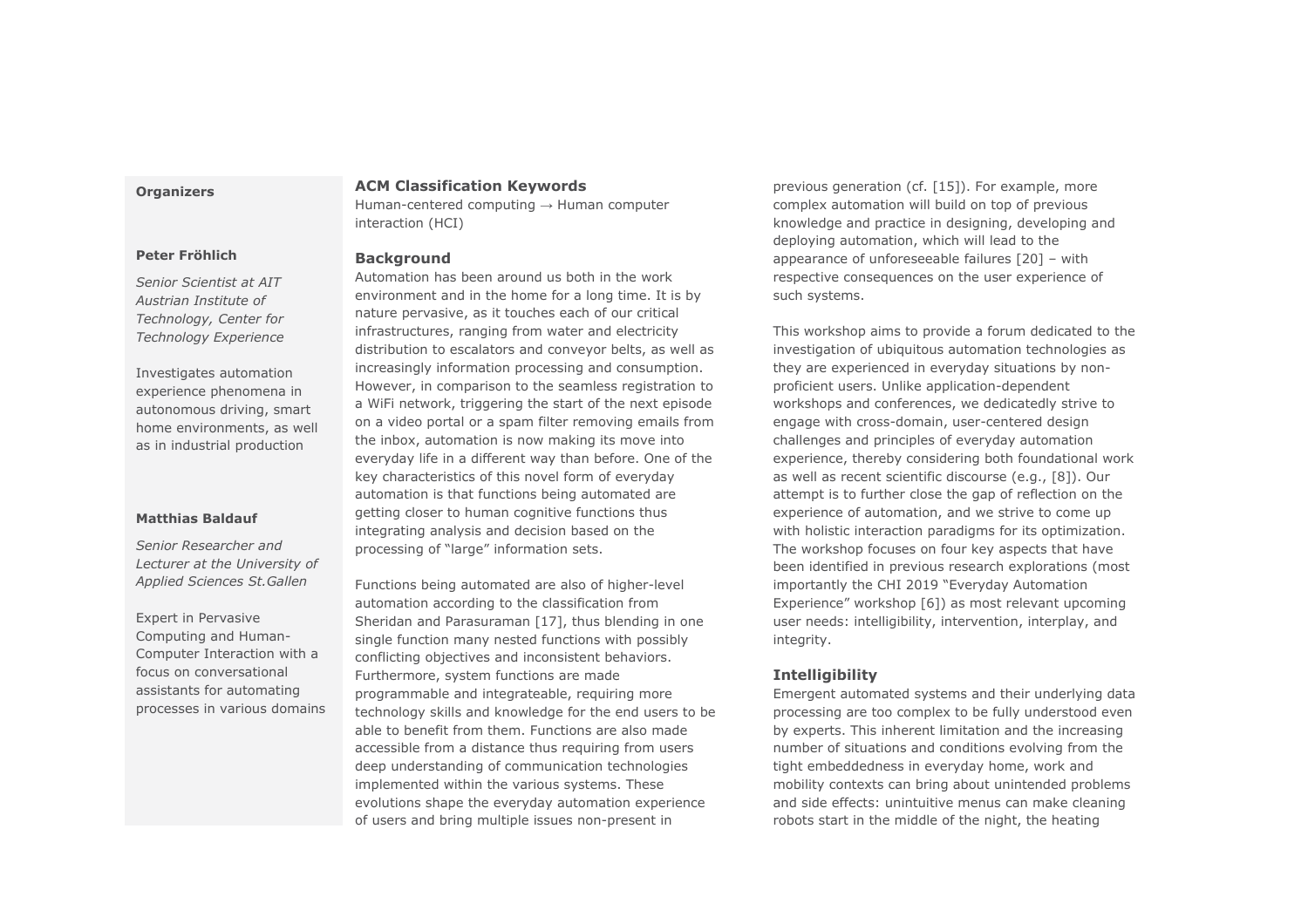**Organizers**

**Peter Fröhlich**

*Senior Scientist at AIT Austrian Institute of Technology, Center for Technology Experience*

Investigates automation experience phenomena in autonomous driving, smart home environments, as well as in industrial production

**Matthias Baldauf**

*Senior Researcher and Lecturer at the University of Applied Sciences St.Gallen*

Expert in Pervasive Computing and Human-Computer Interaction with a focus on conversational assistants for automating processes in various domains

## ACM Classification Keywords

Human-centered computing → Human computer interaction (HCI)

## Background

Automation has been around us both in the work environment and in the home for a long time. It is by nature pervasive, as it touches each of our critical infrastructures, ranging from water and electricity distribution to escalators and conveyor belts, as well as increasingly information processing and consumption. However, in comparison to the seamless registration to a WiFi network, triggering the start of the next episode on a video portal or a spam filter removing emails from the inbox, automation is now making its move into everyday life in a different way than before. One of the key characteristics of this novel form of everyday automation is that functions being automated are getting closer to human cognitive functions thus integrating analysis and decision based on the processing of "large" information sets.

Functions being automated are also of higher-level automation according to the classification from Sheridan and Parasuraman [17], thus blending in one single function many nested functions with possibly conflicting objectives and inconsistent behaviors. Furthermore, system functions are made programmable and integrateable, requiring more technology skills and knowledge for the end users to be able to benefit from them. Functions are also made accessible from a distance thus requiring from users deep understanding of communication technologies implemented within the various systems. These evolutions shape the everyday automation experience of users and bring multiple issues non-present in previous generation (cf. [15]). For example, more complex automation will build on top of previous knowledge and practice in designing, developing and deploying automation, which will lead to the appearance of unforeseeable failures [20] – with respective consequences on the user experience of such systems.

This workshop aims to provide a forum dedicated to the investigation of ubiquitous automation technologies as they are experienced in everyday situations by non-proficient users. Unlike application-dependent workshops and conferences, we dedicatedly strive to engage with cross-domain, user-centered design challenges and principles of everyday automation experience, thereby considering both foundational work as well as recent scientific discourse (e.g., [8]). Our attempt is to further close the gap of reflection on the experience of automation, and we strive to come up with holistic interaction paradigms for its optimization. The workshop focuses on four key aspects that have been identified in previous research explorations (most importantly the CHI 2019 "Everyday Automation Experience" workshop [6]) as most relevant upcoming user needs: intelligibility, intervention, interplay, and integrity.

## Intelligibility

Emergent automated systems and their underlying data processing are too complex to be fully understood even by experts. This inherent limitation and the increasing number of situations and conditions evolving from the tight embeddedness in everyday home, work and mobility contexts can bring about unintended problems and side effects: unintuitive menus can make cleaning robots start in the middle of the night, the heating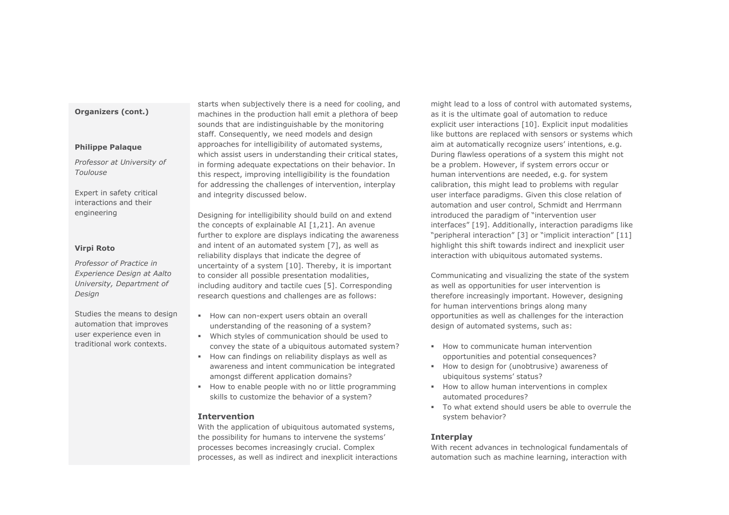**Organizers (cont.)**

**Philippe Palaque**

*Professor at University of Toulouse*

Expert in safety critical interactions and their engineering

**Virpi Roto**

*Professor of Practice in Experience Design at Aalto University, Department of Design*

Studies the means to design automation that improves user experience even in traditional work contexts.

starts when subjectively there is a need for cooling, and machines in the production hall emit a plethora of beep sounds that are indistinguishable by the monitoring staff. Consequently, we need models and design approaches for intelligibility of automated systems, which assist users in understanding their critical states, in forming adequate expectations on their behavior. In this respect, improving intelligibility is the foundation for addressing the challenges of intervention, interplay and integrity discussed below.

Designing for intelligibility should build on and extend the concepts of explainable AI [1,21]. An avenue further to explore are displays indicating the awareness and intent of an automated system [7], as well as reliability displays that indicate the degree of uncertainty of a system [10]. Thereby, it is important to consider all possible presentation modalities, including auditory and tactile cues [5]. Corresponding research questions and challenges are as follows:

- How can non-expert users obtain an overall understanding of the reasoning of a system?
- Which styles of communication should be used to convey the state of a ubiquitous automated system?
- How can findings on reliability displays as well as awareness and intent communication be integrated amongst different application domains?
- How to enable people with no or little programming skills to customize the behavior of a system?

### Intervention

With the application of ubiquitous automated systems, the possibility for humans to intervene the systems' processes becomes increasingly crucial. Complex processes, as well as indirect and inexplicit interactions might lead to a loss of control with automated systems, as it is the ultimate goal of automation to reduce explicit user interactions [10]. Explicit input modalities like buttons are replaced with sensors or systems which aim at automatically recognize users' intentions, e.g. During flawless operations of a system this might not be a problem. However, if system errors occur or human interventions are needed, e.g. for system calibration, this might lead to problems with regular user interface paradigms. Given this close relation of automation and user control, Schmidt and Herrmann introduced the paradigm of "intervention user interfaces" [19]. Additionally, interaction paradigms like "peripheral interaction" [3] or "implicit interaction" [11] highlight this shift towards indirect and inexplicit user interaction with ubiquitous automated systems.

Communicating and visualizing the state of the system as well as opportunities for user intervention is therefore increasingly important. However, designing for human interventions brings along many opportunities as well as challenges for the interaction design of automated systems, such as:

- How to communicate human intervention opportunities and potential consequences?
- How to design for (unobtrusive) awareness of ubiquitous systems' status?
- How to allow human interventions in complex automated procedures?
- To what extend should users be able to overrule the system behavior?

### Interplay

With recent advances in technological fundamentals of automation such as machine learning, interaction with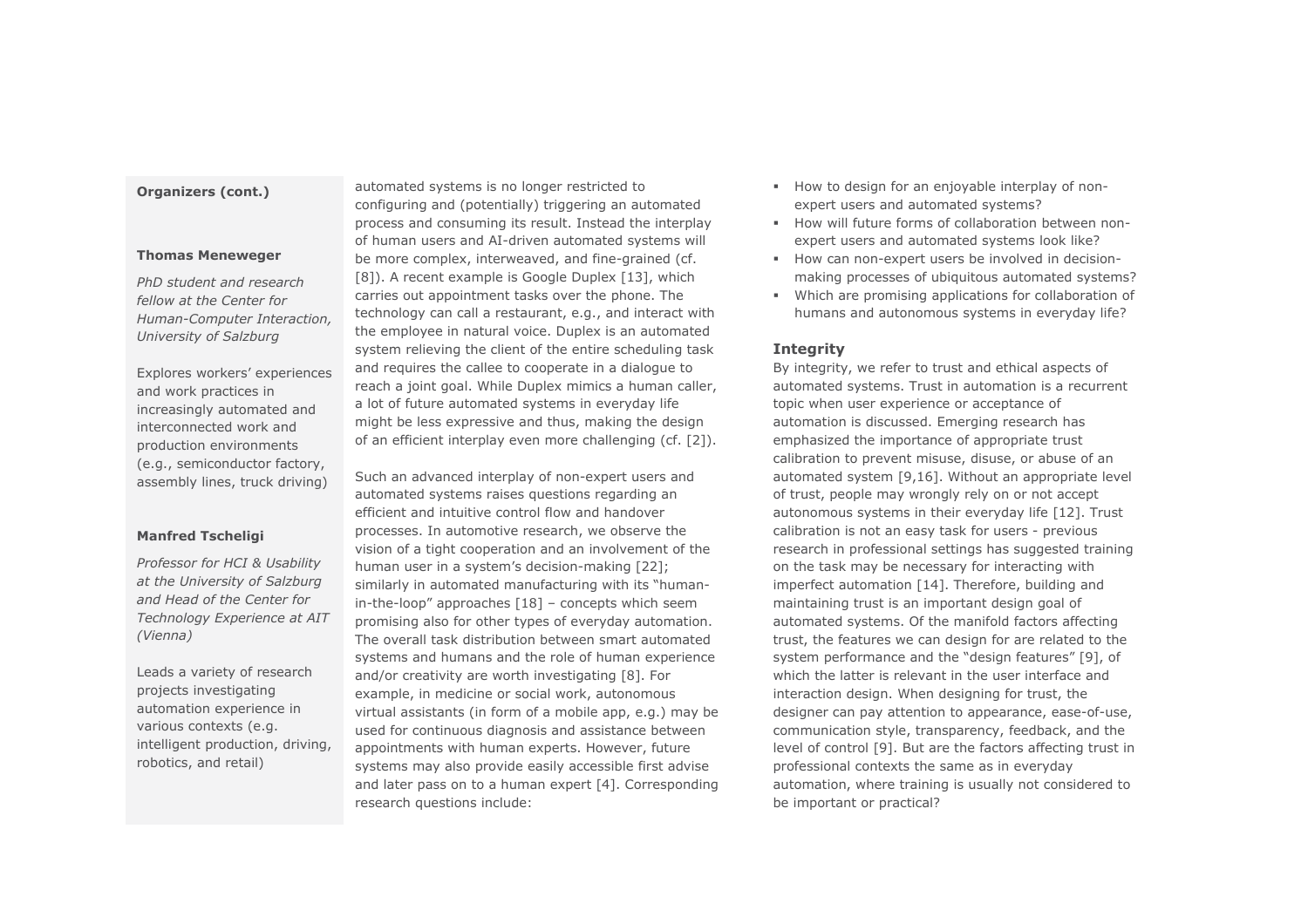**Organizers (cont.)**

**Thomas Meneweger**

*PhD student and research fellow at the Center for Human-Computer Interaction, University of Salzburg*

Explores workers' experiences and work practices in increasingly automated and interconnected work and production environments (e.g., semiconductor factory, assembly lines, truck driving)

**Manfred Tscheligi**

*Professor for HCI & Usability at the University of Salzburg and Head of the Center for Technology Experience at AIT (Vienna)*

Leads a variety of research projects investigating automation experience in various contexts (e.g. intelligent production, driving, robotics, and retail)

automated systems is no longer restricted to configuring and (potentially) triggering an automated process and consuming its result. Instead the interplay of human users and AI-driven automated systems will be more complex, interweaved, and fine-grained (cf. [8]). A recent example is Google Duplex [13], which carries out appointment tasks over the phone. The technology can call a restaurant, e.g., and interact with the employee in natural voice. Duplex is an automated system relieving the client of the entire scheduling task and requires the callee to cooperate in a dialogue to reach a joint goal. While Duplex mimics a human caller, a lot of future automated systems in everyday life might be less expressive and thus, making the design of an efficient interplay even more challenging (cf. [2]).

Such an advanced interplay of non-expert users and automated systems raises questions regarding an efficient and intuitive control flow and handover processes. In automotive research, we observe the vision of a tight cooperation and an involvement of the human user in a system's decision-making [22]; similarly in automated manufacturing with its "human-in-the-loop" approaches [18] – concepts which seem promising also for other types of everyday automation. The overall task distribution between smart automated systems and humans and the role of human experience and/or creativity are worth investigating [8]. For example, in medicine or social work, autonomous virtual assistants (in form of a mobile app, e.g.) may be used for continuous diagnosis and assistance between appointments with human experts. However, future systems may also provide easily accessible first advise and later pass on to a human expert [4]. Corresponding research questions include:

- How to design for an enjoyable interplay of non-expert users and automated systems?
- How will future forms of collaboration between non-expert users and automated systems look like?
- How can non-expert users be involved in decision-making processes of ubiquitous automated systems?
- Which are promising applications for collaboration of humans and autonomous systems in everyday life?

### Integrity

By integrity, we refer to trust and ethical aspects of automated systems. Trust in automation is a recurrent topic when user experience or acceptance of automation is discussed. Emerging research has emphasized the importance of appropriate trust calibration to prevent misuse, disuse, or abuse of an automated system [9,16]. Without an appropriate level of trust, people may wrongly rely on or not accept autonomous systems in their everyday life [12]. Trust calibration is not an easy task for users - previous research in professional settings has suggested training on the task may be necessary for interacting with imperfect automation [14]. Therefore, building and maintaining trust is an important design goal of automated systems. Of the manifold factors affecting trust, the features we can design for are related to the system performance and the "design features" [9], of which the latter is relevant in the user interface and interaction design. When designing for trust, the designer can pay attention to appearance, ease-of-use, communication style, transparency, feedback, and the level of control [9]. But are the factors affecting trust in professional contexts the same as in everyday automation, where training is usually not considered to be important or practical?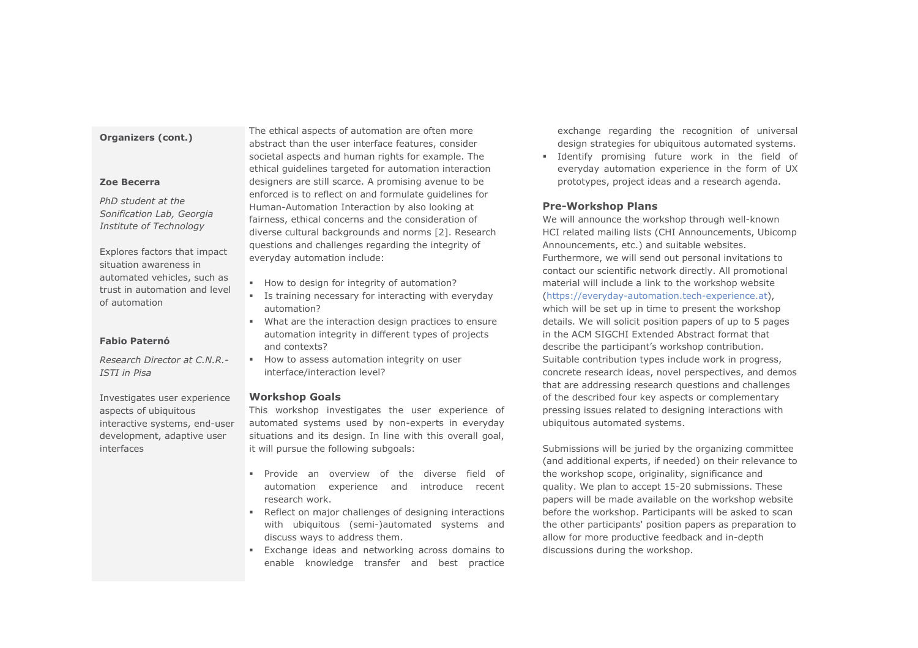**Organizers (cont.)**

**Zoe Becerra**

*PhD student at the Sonification Lab, Georgia Institute of Technology*

Explores factors that impact situation awareness in automated vehicles, such as trust in automation and level of automation

**Fabio Paternó**

*Research Director at C.N.R.-ISTI in Pisa*

Investigates user experience aspects of ubiquitous interactive systems, end-user development, adaptive user interfaces

The ethical aspects of automation are often more abstract than the user interface features, consider societal aspects and human rights for example. The ethical guidelines targeted for automation interaction designers are still scarce. A promising avenue to be enforced is to reflect on and formulate guidelines for Human-Automation Interaction by also looking at fairness, ethical concerns and the consideration of diverse cultural backgrounds and norms [2]. Research questions and challenges regarding the integrity of everyday automation include:

- How to design for integrity of automation?
- Is training necessary for interacting with everyday automation?
- What are the interaction design practices to ensure automation integrity in different types of projects and contexts?
- How to assess automation integrity on user interface/interaction level?

## Workshop Goals

This workshop investigates the user experience of automated systems used by non-experts in everyday situations and its design. In line with this overall goal, it will pursue the following subgoals:

- Provide an overview of the diverse field of automation experience and introduce recent research work.
- Reflect on major challenges of designing interactions with ubiquitous (semi-)automated systems and discuss ways to address them.
- Exchange ideas and networking across domains to enable knowledge transfer and best practice exchange regarding the recognition of universal design strategies for ubiquitous automated systems.
- Identify promising future work in the field of everyday automation experience in the form of UX prototypes, project ideas and a research agenda.

## Pre-Workshop Plans

We will announce the workshop through well-known HCI related mailing lists (CHI Announcements, Ubicomp Announcements, etc.) and suitable websites. Furthermore, we will send out personal invitations to contact our scientific network directly. All promotional material will include a link to the workshop website (https://everyday-automation.tech-experience.at), which will be set up in time to present the workshop details. We will solicit position papers of up to 5 pages in the ACM SIGCHI Extended Abstract format that describe the participant's workshop contribution. Suitable contribution types include work in progress, concrete research ideas, novel perspectives, and demos that are addressing research questions and challenges of the described four key aspects or complementary pressing issues related to designing interactions with ubiquitous automated systems.

Submissions will be juried by the organizing committee (and additional experts, if needed) on their relevance to the workshop scope, originality, significance and quality. We plan to accept 15-20 submissions. These papers will be made available on the workshop website before the workshop. Participants will be asked to scan the other participants' position papers as preparation to allow for more productive feedback and in-depth discussions during the workshop.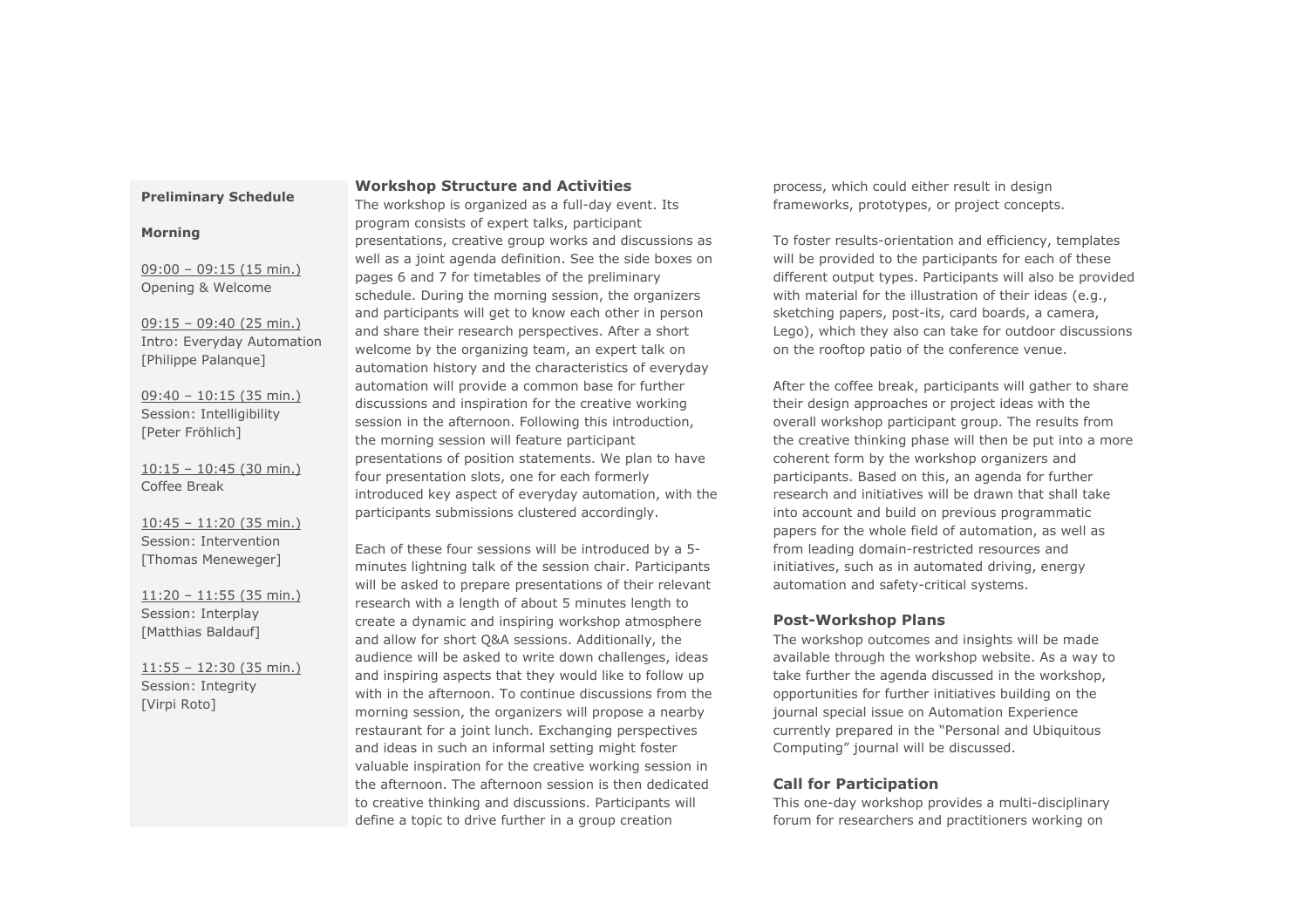**Preliminary Schedule**

**Morning**

09:00 – 09:15 (15 min.)
Opening & Welcome

09:15 – 09:40 (25 min.)
Intro: Everyday Automation
[Philippe Palanque]

09:40 – 10:15 (35 min.)
Session: Intelligibility
[Peter Fröhlich]

10:15 – 10:45 (30 min.)
Coffee Break

10:45 – 11:20 (35 min.)
Session: Intervention
[Thomas Meneweger]

11:20 – 11:55 (35 min.)
Session: Interplay
[Matthias Baldauf]

11:55 – 12:30 (35 min.)
Session: Integrity
[Virpi Roto]

### Workshop Structure and Activities

The workshop is organized as a full-day event. Its program consists of expert talks, participant presentations, creative group works and discussions as well as a joint agenda definition. See the side boxes on pages 6 and 7 for timetables of the preliminary schedule. During the morning session, the organizers and participants will get to know each other in person and share their research perspectives. After a short welcome by the organizing team, an expert talk on automation history and the characteristics of everyday automation will provide a common base for further discussions and inspiration for the creative working session in the afternoon. Following this introduction, the morning session will feature participant presentations of position statements. We plan to have four presentation slots, one for each formerly introduced key aspect of everyday automation, with the participants submissions clustered accordingly.

Each of these four sessions will be introduced by a 5-minutes lightning talk of the session chair. Participants will be asked to prepare presentations of their relevant research with a length of about 5 minutes length to create a dynamic and inspiring workshop atmosphere and allow for short Q&A sessions. Additionally, the audience will be asked to write down challenges, ideas and inspiring aspects that they would like to follow up with in the afternoon. To continue discussions from the morning session, the organizers will propose a nearby restaurant for a joint lunch. Exchanging perspectives and ideas in such an informal setting might foster valuable inspiration for the creative working session in the afternoon. The afternoon session is then dedicated to creative thinking and discussions. Participants will define a topic to drive further in a group creation process, which could either result in design frameworks, prototypes, or project concepts.

To foster results-orientation and efficiency, templates will be provided to the participants for each of these different output types. Participants will also be provided with material for the illustration of their ideas (e.g., sketching papers, post-its, card boards, a camera, Lego), which they also can take for outdoor discussions on the rooftop patio of the conference venue.

After the coffee break, participants will gather to share their design approaches or project ideas with the overall workshop participant group. The results from the creative thinking phase will then be put into a more coherent form by the workshop organizers and participants. Based on this, an agenda for further research and initiatives will be drawn that shall take into account and build on previous programmatic papers for the whole field of automation, as well as from leading domain-restricted resources and initiatives, such as in automated driving, energy automation and safety-critical systems.

### Post-Workshop Plans

The workshop outcomes and insights will be made available through the workshop website. As a way to take further the agenda discussed in the workshop, opportunities for further initiatives building on the journal special issue on Automation Experience currently prepared in the "Personal and Ubiquitous Computing" journal will be discussed.

### Call for Participation

This one-day workshop provides a multi-disciplinary forum for researchers and practitioners working on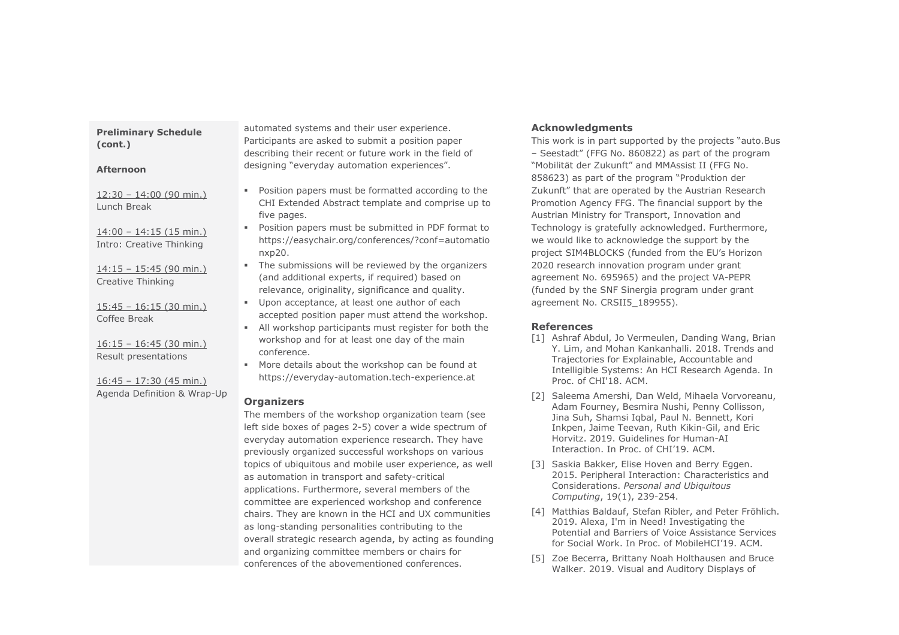**Preliminary Schedule (cont.)**

**Afternoon**

12:30 – 14:00 (90 min.)
Lunch Break

14:00 – 14:15 (15 min.)
Intro: Creative Thinking

14:15 – 15:45 (90 min.)
Creative Thinking

15:45 – 16:15 (30 min.)
Coffee Break

16:15 – 16:45 (30 min.)
Result presentations

16:45 – 17:30 (45 min.)
Agenda Definition & Wrap-Up

automated systems and their user experience. Participants are asked to submit a position paper describing their recent or future work in the field of designing "everyday automation experiences".

- Position papers must be formatted according to the CHI Extended Abstract template and comprise up to five pages.
- Position papers must be submitted in PDF format to https://easychair.org/conferences/?conf=automationxp20.
- The submissions will be reviewed by the organizers (and additional experts, if required) based on relevance, originality, significance and quality.
- Upon acceptance, at least one author of each accepted position paper must attend the workshop.
- All workshop participants must register for both the workshop and for at least one day of the main conference.
- More details about the workshop can be found at https://everyday-automation.tech-experience.at

## Organizers

The members of the workshop organization team (see left side boxes of pages 2-5) cover a wide spectrum of everyday automation experience research. They have previously organized successful workshops on various topics of ubiquitous and mobile user experience, as well as automation in transport and safety-critical applications. Furthermore, several members of the committee are experienced workshop and conference chairs. They are known in the HCI and UX communities as long-standing personalities contributing to the overall strategic research agenda, by acting as founding and organizing committee members or chairs for conferences of the abovementioned conferences.

## Acknowledgments

This work is in part supported by the projects "auto.Bus – Seestadt" (FFG No. 860822) as part of the program "Mobilität der Zukunft" and MMAssist II (FFG No. 858623) as part of the program "Produktion der Zukunft" that are operated by the Austrian Research Promotion Agency FFG. The financial support by the Austrian Ministry for Transport, Innovation and Technology is gratefully acknowledged. Furthermore, we would like to acknowledge the support by the project SIM4BLOCKS (funded from the EU's Horizon 2020 research innovation program under grant agreement No. 695965) and the project VA-PEPR (funded by the SNF Sinergia program under grant agreement No. CRSII5_189955).

## References

[1] Ashraf Abdul, Jo Vermeulen, Danding Wang, Brian Y. Lim, and Mohan Kankanhalli. 2018. Trends and Trajectories for Explainable, Accountable and Intelligible Systems: An HCI Research Agenda. In Proc. of CHI'18. ACM.

[2] Saleema Amershi, Dan Weld, Mihaela Vorvoreanu, Adam Fourney, Besmira Nushi, Penny Collisson, Jina Suh, Shamsi Iqbal, Paul N. Bennett, Kori Inkpen, Jaime Teevan, Ruth Kikin-Gil, and Eric Horvitz. 2019. Guidelines for Human-AI Interaction. In Proc. of CHI'19. ACM.

[3] Saskia Bakker, Elise Hoven and Berry Eggen. 2015. Peripheral Interaction: Characteristics and Considerations. *Personal and Ubiquitous Computing*, 19(1), 239-254.

[4] Matthias Baldauf, Stefan Ribler, and Peter Fröhlich. 2019. Alexa, I'm in Need! Investigating the Potential and Barriers of Voice Assistance Services for Social Work. In Proc. of MobileHCI'19. ACM.

[5] Zoe Becerra, Brittany Noah Holthausen and Bruce Walker. 2019. Visual and Auditory Displays of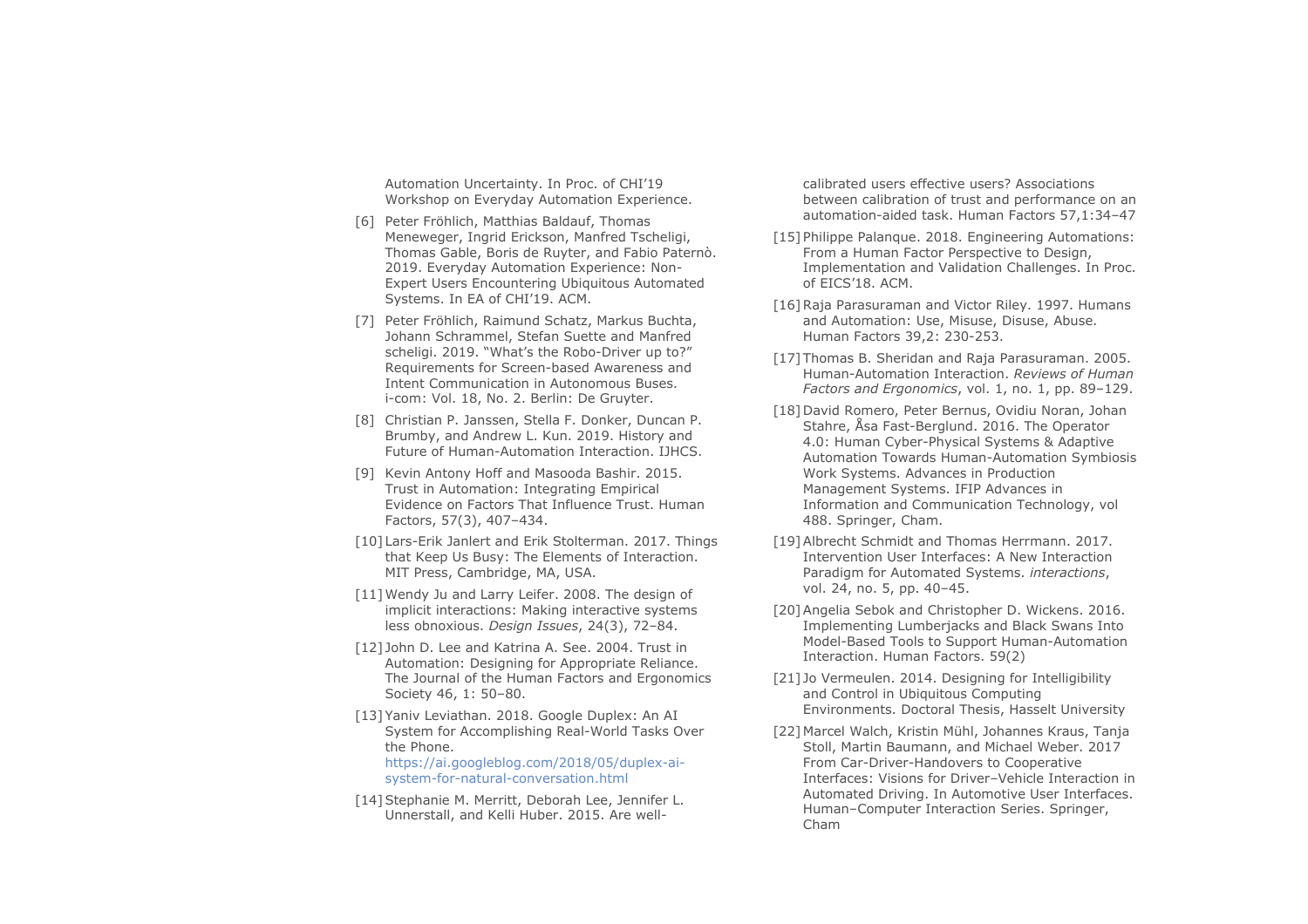Automation Uncertainty. In Proc. of CHI'19 Workshop on Everyday Automation Experience.

[6] Peter Fröhlich, Matthias Baldauf, Thomas Meneweger, Ingrid Erickson, Manfred Tscheligi, Thomas Gable, Boris de Ruyter, and Fabio Paternò. 2019. Everyday Automation Experience: Non-Expert Users Encountering Ubiquitous Automated Systems. In EA of CHI'19. ACM.

[7] Peter Fröhlich, Raimund Schatz, Markus Buchta, Johann Schrammel, Stefan Suette and Manfred scheligi. 2019. "What's the Robo-Driver up to?" Requirements for Screen-based Awareness and Intent Communication in Autonomous Buses. i-com: Vol. 18, No. 2. Berlin: De Gruyter.

[8] Christian P. Janssen, Stella F. Donker, Duncan P. Brumby, and Andrew L. Kun. 2019. History and Future of Human-Automation Interaction. IJHCS.

[9] Kevin Antony Hoff and Masooda Bashir. 2015. Trust in Automation: Integrating Empirical Evidence on Factors That Influence Trust. Human Factors, 57(3), 407–434.

[10] Lars-Erik Janlert and Erik Stolterman. 2017. Things that Keep Us Busy: The Elements of Interaction. MIT Press, Cambridge, MA, USA.

[11] Wendy Ju and Larry Leifer. 2008. The design of implicit interactions: Making interactive systems less obnoxious. *Design Issues*, 24(3), 72–84.

[12] John D. Lee and Katrina A. See. 2004. Trust in Automation: Designing for Appropriate Reliance. The Journal of the Human Factors and Ergonomics Society 46, 1: 50–80.

[13] Yaniv Leviathan. 2018. Google Duplex: An AI System for Accomplishing Real-World Tasks Over the Phone. https://ai.googleblog.com/2018/05/duplex-ai-system-for-natural-conversation.html

[14] Stephanie M. Merritt, Deborah Lee, Jennifer L. Unnerstall, and Kelli Huber. 2015. Are well-calibrated users effective users? Associations between calibration of trust and performance on an automation-aided task. Human Factors 57,1:34–47

[15] Philippe Palanque. 2018. Engineering Automations: From a Human Factor Perspective to Design, Implementation and Validation Challenges. In Proc. of EICS'18. ACM.

[16] Raja Parasuraman and Victor Riley. 1997. Humans and Automation: Use, Misuse, Disuse, Abuse. Human Factors 39,2: 230-253.

[17] Thomas B. Sheridan and Raja Parasuraman. 2005. Human-Automation Interaction. *Reviews of Human Factors and Ergonomics*, vol. 1, no. 1, pp. 89–129.

[18] David Romero, Peter Bernus, Ovidiu Noran, Johan Stahre, Åsa Fast-Berglund. 2016. The Operator 4.0: Human Cyber-Physical Systems & Adaptive Automation Towards Human-Automation Symbiosis Work Systems. Advances in Production Management Systems. IFIP Advances in Information and Communication Technology, vol 488. Springer, Cham.

[19] Albrecht Schmidt and Thomas Herrmann. 2017. Intervention User Interfaces: A New Interaction Paradigm for Automated Systems. *interactions*, vol. 24, no. 5, pp. 40–45.

[20] Angelia Sebok and Christopher D. Wickens. 2016. Implementing Lumberjacks and Black Swans Into Model-Based Tools to Support Human-Automation Interaction. Human Factors. 59(2)

[21] Jo Vermeulen. 2014. Designing for Intelligibility and Control in Ubiquitous Computing Environments. Doctoral Thesis, Hasselt University

[22] Marcel Walch, Kristin Mühl, Johannes Kraus, Tanja Stoll, Martin Baumann, and Michael Weber. 2017 From Car-Driver-Handovers to Cooperative Interfaces: Visions for Driver–Vehicle Interaction in Automated Driving. In Automotive User Interfaces. Human–Computer Interaction Series. Springer, Cham